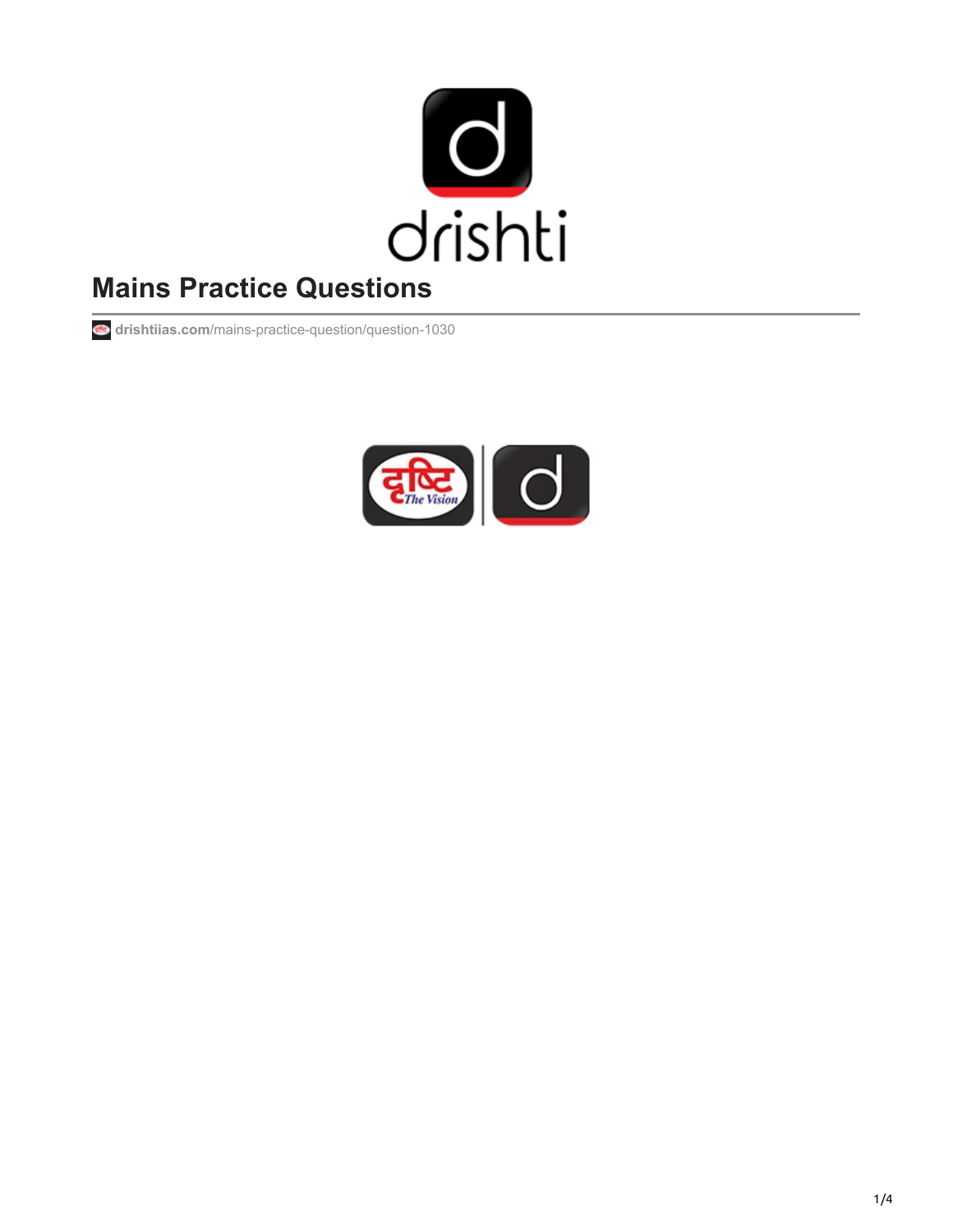# Mains Practice Questions

drishtiias.com/mains-practice-question/question-1030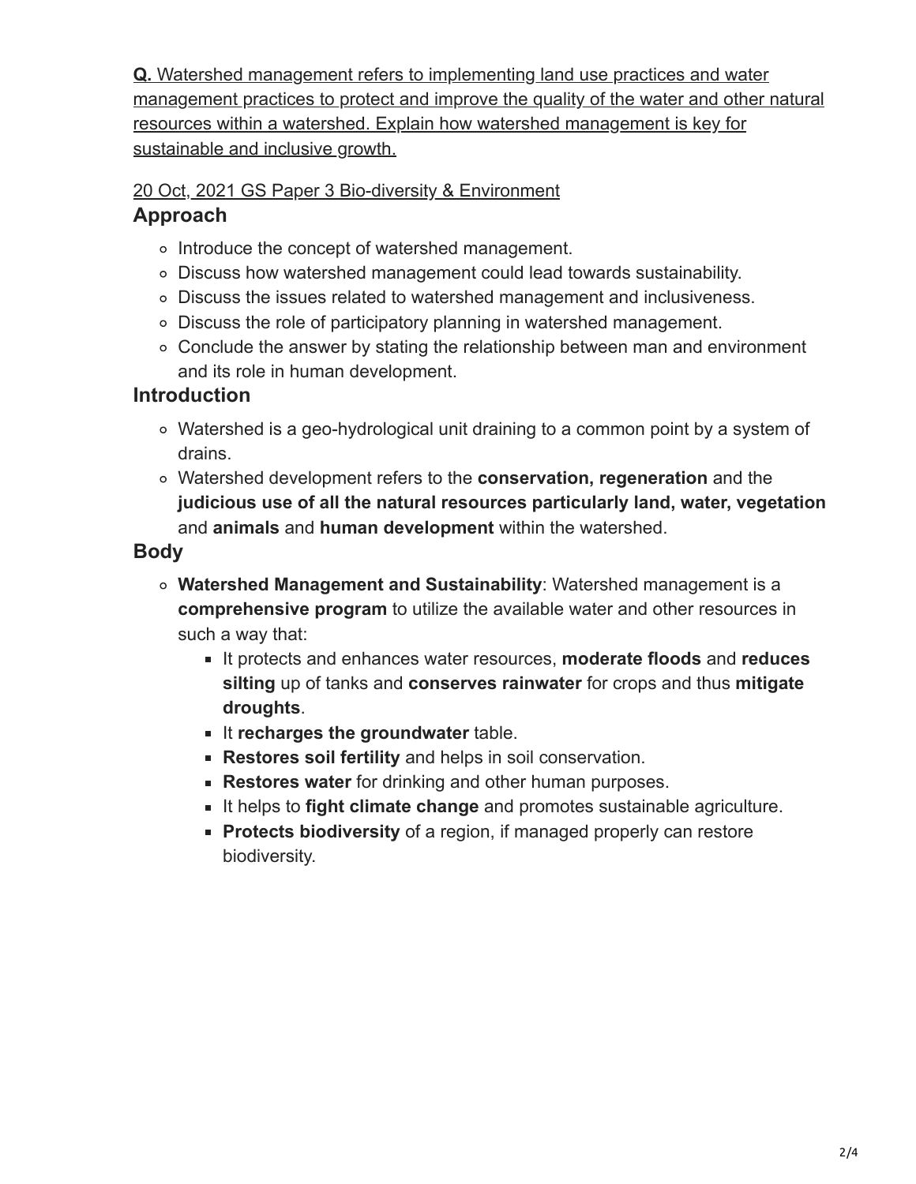**Q.** Watershed management refers to implementing land use practices and water management practices to protect and improve the quality of the water and other natural resources within a watershed. Explain how watershed management is key for sustainable and inclusive growth.

20 Oct, 2021 GS Paper 3 Bio-diversity & Environment

## Approach

- Introduce the concept of watershed management.
- Discuss how watershed management could lead towards sustainability.
- Discuss the issues related to watershed management and inclusiveness.
- Discuss the role of participatory planning in watershed management.
- Conclude the answer by stating the relationship between man and environment and its role in human development.

## Introduction

- Watershed is a geo-hydrological unit draining to a common point by a system of drains.
- Watershed development refers to the **conservation, regeneration** and the **judicious use of all the natural resources particularly land, water, vegetation** and **animals** and **human development** within the watershed.

## Body

- **Watershed Management and Sustainability**: Watershed management is a **comprehensive program** to utilize the available water and other resources in such a way that:
  - It protects and enhances water resources, **moderate floods** and **reduces silting** up of tanks and **conserves rainwater** for crops and thus **mitigate droughts**.
  - It **recharges the groundwater** table.
  - **Restores soil fertility** and helps in soil conservation.
  - **Restores water** for drinking and other human purposes.
  - It helps to **fight climate change** and promotes sustainable agriculture.
  - **Protects biodiversity** of a region, if managed properly can restore biodiversity.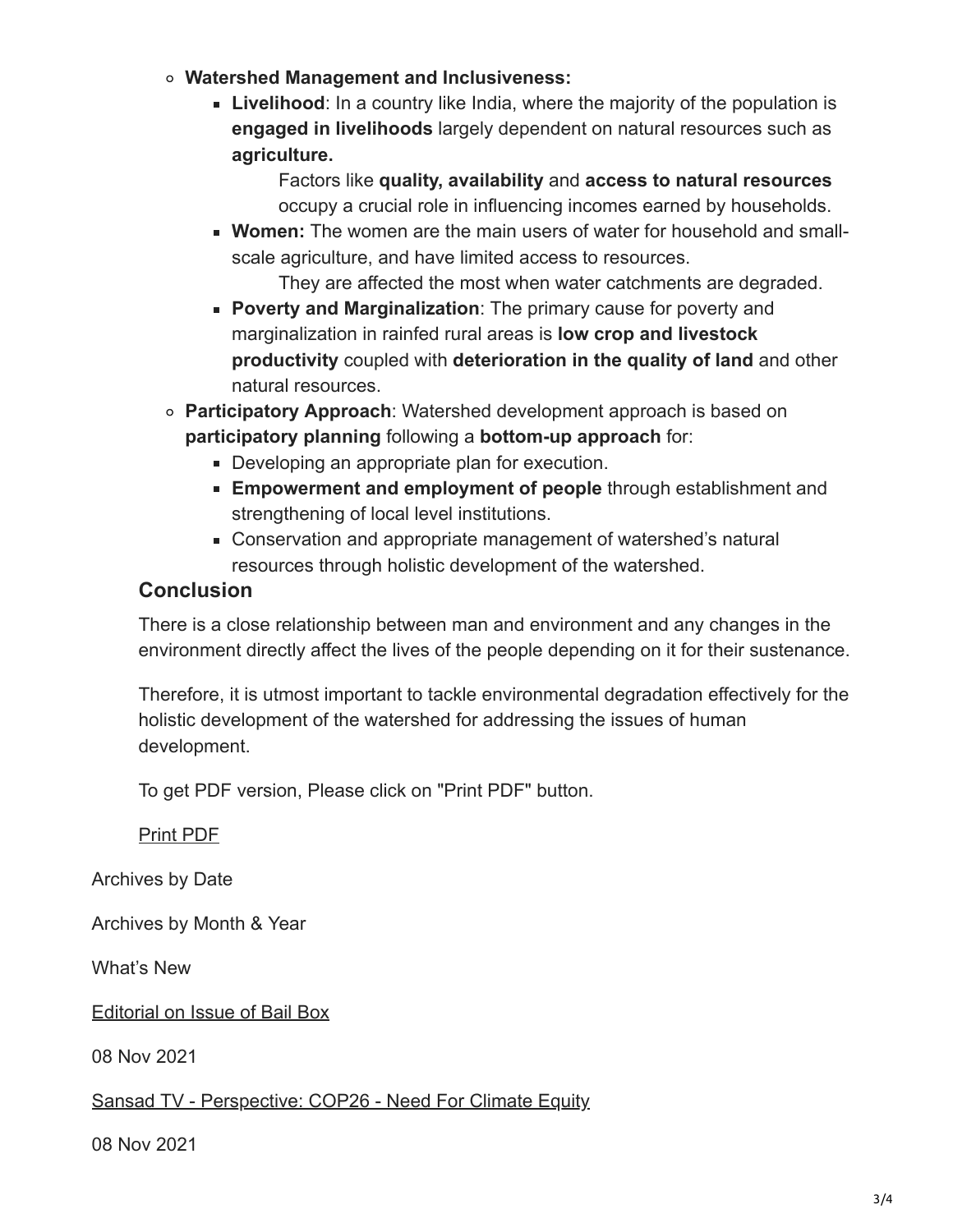- **Watershed Management and Inclusiveness:**
  - **Livelihood**: In a country like India, where the majority of the population is **engaged in livelihoods** largely dependent on natural resources such as **agriculture.**

    Factors like **quality, availability** and **access to natural resources** occupy a crucial role in influencing incomes earned by households.
  - **Women:** The women are the main users of water for household and small-scale agriculture, and have limited access to resources.

    They are affected the most when water catchments are degraded.
  - **Poverty and Marginalization**: The primary cause for poverty and marginalization in rainfed rural areas is **low crop and livestock productivity** coupled with **deterioration in the quality of land** and other natural resources.
- **Participatory Approach**: Watershed development approach is based on **participatory planning** following a **bottom-up approach** for:
  - Developing an appropriate plan for execution.
  - **Empowerment and employment of people** through establishment and strengthening of local level institutions.
  - Conservation and appropriate management of watershed's natural resources through holistic development of the watershed.

## Conclusion

There is a close relationship between man and environment and any changes in the environment directly affect the lives of the people depending on it for their sustenance.

Therefore, it is utmost important to tackle environmental degradation effectively for the holistic development of the watershed for addressing the issues of human development.

To get PDF version, Please click on "Print PDF" button.

Print PDF

Archives by Date

Archives by Month & Year

What's New

Editorial on Issue of Bail Box

08 Nov 2021

Sansad TV - Perspective: COP26 - Need For Climate Equity

08 Nov 2021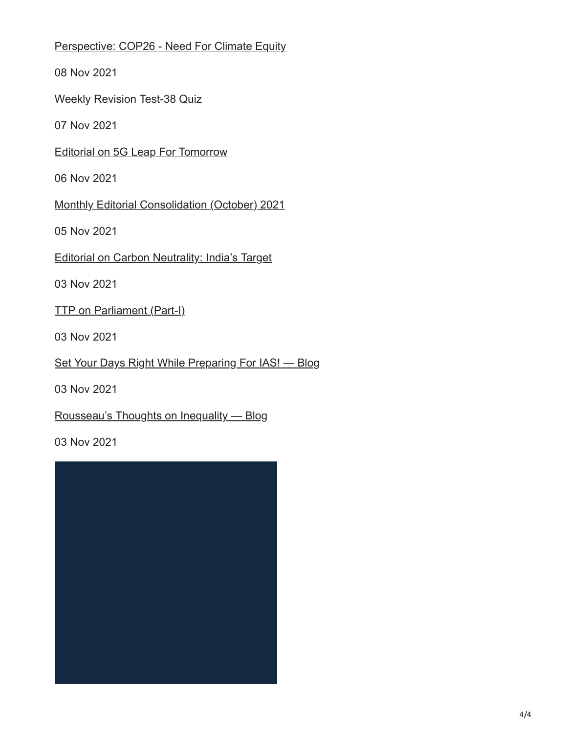[Perspective: COP26 - Need For Climate Equity]

08 Nov 2021

[Weekly Revision Test-38 Quiz]

07 Nov 2021

[Editorial on 5G Leap For Tomorrow]

06 Nov 2021

[Monthly Editorial Consolidation (October) 2021]

05 Nov 2021

[Editorial on Carbon Neutrality: India's Target]

03 Nov 2021

[TTP on Parliament (Part-I)]

03 Nov 2021

[Set Your Days Right While Preparing For IAS! — Blog]

03 Nov 2021

[Rousseau's Thoughts on Inequality — Blog]

03 Nov 2021